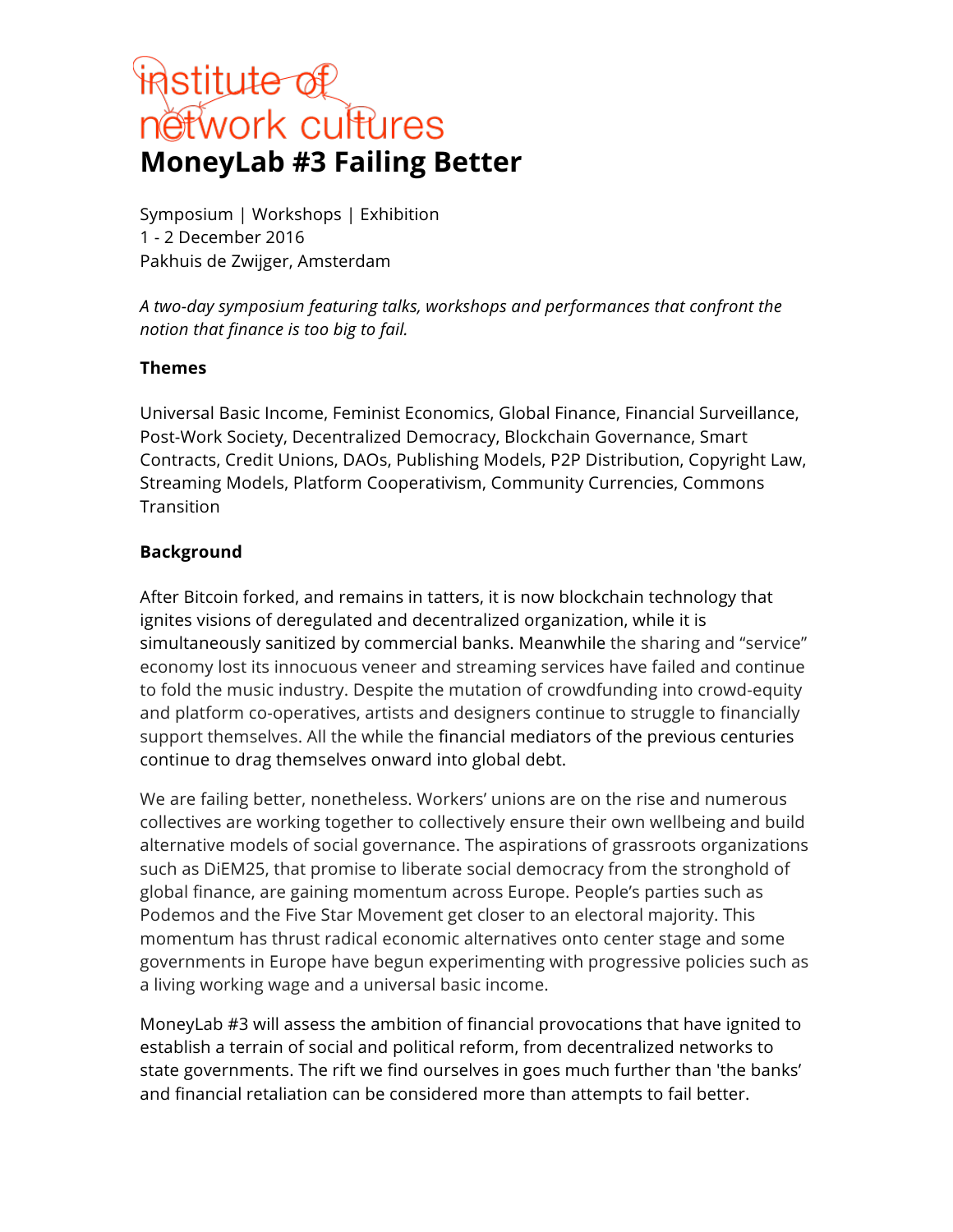institute of network cultures

# MoneyLab #3 Failing Better

Symposium | Workshops | Exhibition
1 - 2 December 2016
Pakhuis de Zwijger, Amsterdam

*A two-day symposium featuring talks, workshops and performances that confront the notion that finance is too big to fail.*

**Themes**

Universal Basic Income, Feminist Economics, Global Finance, Financial Surveillance, Post-Work Society, Decentralized Democracy, Blockchain Governance, Smart Contracts, Credit Unions, DAOs, Publishing Models, P2P Distribution, Copyright Law, Streaming Models, Platform Cooperativism, Community Currencies, Commons Transition

**Background**

After Bitcoin forked, and remains in tatters, it is now blockchain technology that ignites visions of deregulated and decentralized organization, while it is simultaneously sanitized by commercial banks. Meanwhile the sharing and "service" economy lost its innocuous veneer and streaming services have failed and continue to fold the music industry. Despite the mutation of crowdfunding into crowd-equity and platform co-operatives, artists and designers continue to struggle to financially support themselves. All the while the financial mediators of the previous centuries continue to drag themselves onward into global debt.

We are failing better, nonetheless. Workers' unions are on the rise and numerous collectives are working together to collectively ensure their own wellbeing and build alternative models of social governance. The aspirations of grassroots organizations such as DiEM25, that promise to liberate social democracy from the stronghold of global finance, are gaining momentum across Europe. People's parties such as Podemos and the Five Star Movement get closer to an electoral majority. This momentum has thrust radical economic alternatives onto center stage and some governments in Europe have begun experimenting with progressive policies such as a living working wage and a universal basic income.

MoneyLab #3 will assess the ambition of financial provocations that have ignited to establish a terrain of social and political reform, from decentralized networks to state governments. The rift we find ourselves in goes much further than 'the banks' and financial retaliation can be considered more than attempts to fail better.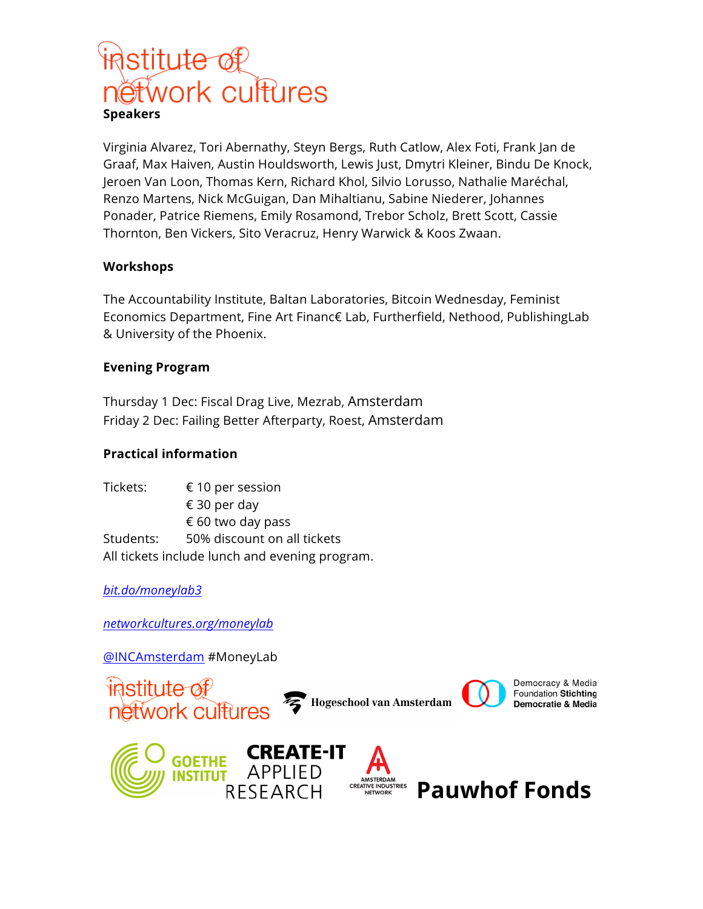## Speakers

Virginia Alvarez, Tori Abernathy, Steyn Bergs, Ruth Catlow, Alex Foti, Frank Jan de Graaf, Max Haiven, Austin Houldsworth, Lewis Just, Dmytri Kleiner, Bindu De Knock, Jeroen Van Loon, Thomas Kern, Richard Khol, Silvio Lorusso, Nathalie Maréchal, Renzo Martens, Nick McGuigan, Dan Mihaltianu, Sabine Niederer, Johannes Ponader, Patrice Riemens, Emily Rosamond, Trebor Scholz, Brett Scott, Cassie Thornton, Ben Vickers, Sito Veracruz, Henry Warwick & Koos Zwaan.

## Workshops

The Accountability Institute, Baltan Laboratories, Bitcoin Wednesday, Feminist Economics Department, Fine Art Financ€ Lab, Furtherfield, Nethood, PublishingLab & University of the Phoenix.

## Evening Program

Thursday 1 Dec: Fiscal Drag Live, Mezrab, Amsterdam
Friday 2 Dec: Failing Better Afterparty, Roest, Amsterdam

## Practical information

Tickets: € 10 per session
€ 30 per day
€ 60 two day pass
Students: 50% discount on all tickets
All tickets include lunch and evening program.

*bit.do/moneylab3*

*networkcultures.org/moneylab*

@INCAmsterdam #MoneyLab

institute of network cultures | Hogeschool van Amsterdam | Democracy & Media Foundation Stichting Democratie & Media | Goethe Institut | CREATE-IT Applied Research | Amsterdam Creative Industries Network | Pauwhof Fonds